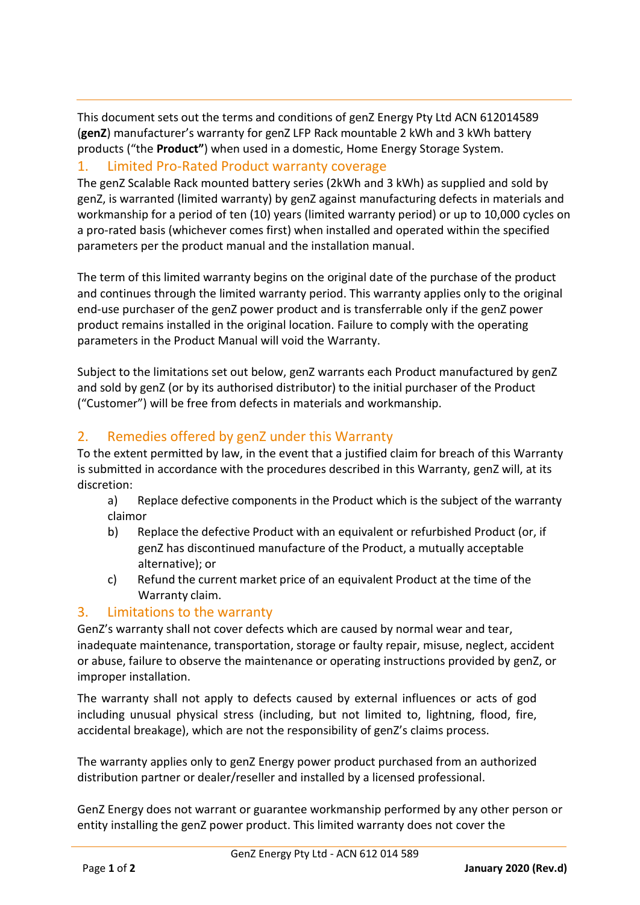This document sets out the terms and conditions of genZ Energy Pty Ltd ACN 612014589 (**genZ**) manufacturer's warranty for genZ LFP Rack mountable 2 kWh and 3 kWh battery products ("the **Product"**) when used in a domestic, Home Energy Storage System.

## 1. Limited Pro-Rated Product warranty coverage

The genZ Scalable Rack mounted battery series (2kWh and 3 kWh) as supplied and sold by genZ, is warranted (limited warranty) by genZ against manufacturing defects in materials and workmanship for a period of ten (10) years (limited warranty period) or up to 10,000 cycles on a pro-rated basis (whichever comes first) when installed and operated within the specified parameters per the product manual and the installation manual.

The term of this limited warranty begins on the original date of the purchase of the product and continues through the limited warranty period. This warranty applies only to the original end-use purchaser of the genZ power product and is transferrable only if the genZ power product remains installed in the original location. Failure to comply with the operating parameters in the Product Manual will void the Warranty.

Subject to the limitations set out below, genZ warrants each Product manufactured by genZ and sold by genZ (or by its authorised distributor) to the initial purchaser of the Product ("Customer") will be free from defects in materials and workmanship.

## 2. Remedies offered by genZ under this Warranty

To the extent permitted by law, in the event that a justified claim for breach of this Warranty is submitted in accordance with the procedures described in this Warranty, genZ will, at its discretion:

a) Replace defective components in the Product which is the subject of the warranty claimor

b) Replace the defective Product with an equivalent or refurbished Product (or, if genZ has discontinued manufacture of the Product, a mutually acceptable alternative); or

c) Refund the current market price of an equivalent Product at the time of the Warranty claim.

## 3. Limitations to the warranty

GenZ's warranty shall not cover defects which are caused by normal wear and tear, inadequate maintenance, transportation, storage or faulty repair, misuse, neglect, accident or abuse, failure to observe the maintenance or operating instructions provided by genZ, or improper installation.

The warranty shall not apply to defects caused by external influences or acts of god including unusual physical stress (including, but not limited to, lightning, flood, fire, accidental breakage), which are not the responsibility of genZ's claims process.

The warranty applies only to genZ Energy power product purchased from an authorized distribution partner or dealer/reseller and installed by a licensed professional.

GenZ Energy does not warrant or guarantee workmanship performed by any other person or entity installing the genZ power product. This limited warranty does not cover the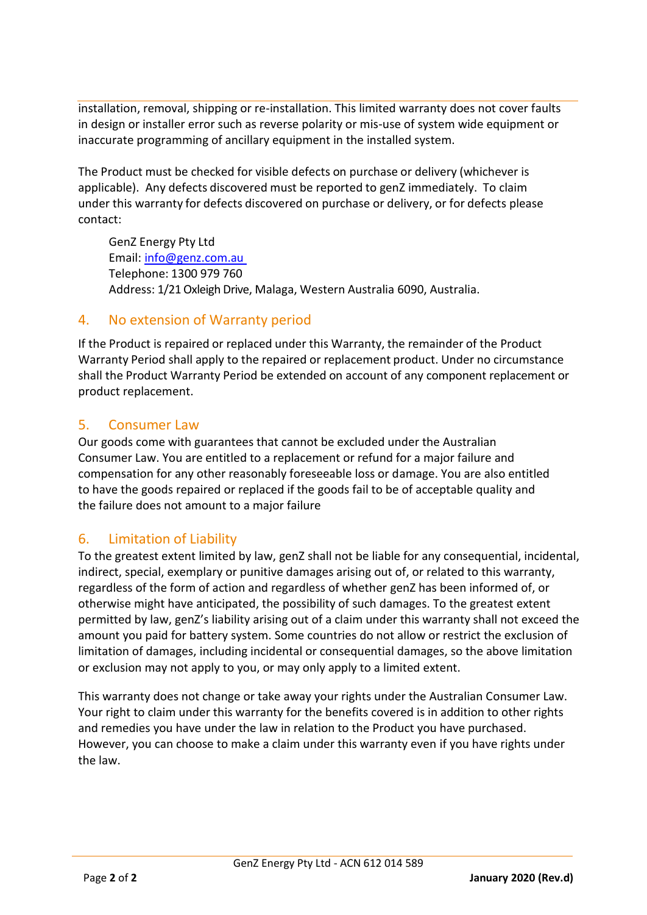installation, removal, shipping or re-installation. This limited warranty does not cover faults in design or installer error such as reverse polarity or mis-use of system wide equipment or inaccurate programming of ancillary equipment in the installed system.

The Product must be checked for visible defects on purchase or delivery (whichever is applicable). Any defects discovered must be reported to genZ immediately. To claim under this warranty for defects discovered on purchase or delivery, or for defects please contact:

GenZ Energy Pty Ltd
Email: info@genz.com.au
Telephone: 1300 979 760
Address: 1/21 Oxleigh Drive, Malaga, Western Australia 6090, Australia.

## 4. No extension of Warranty period

If the Product is repaired or replaced under this Warranty, the remainder of the Product Warranty Period shall apply to the repaired or replacement product. Under no circumstance shall the Product Warranty Period be extended on account of any component replacement or product replacement.

## 5. Consumer Law

Our goods come with guarantees that cannot be excluded under the Australian Consumer Law. You are entitled to a replacement or refund for a major failure and compensation for any other reasonably foreseeable loss or damage. You are also entitled to have the goods repaired or replaced if the goods fail to be of acceptable quality and the failure does not amount to a major failure

## 6. Limitation of Liability

To the greatest extent limited by law, genZ shall not be liable for any consequential, incidental, indirect, special, exemplary or punitive damages arising out of, or related to this warranty, regardless of the form of action and regardless of whether genZ has been informed of, or otherwise might have anticipated, the possibility of such damages. To the greatest extent permitted by law, genZ's liability arising out of a claim under this warranty shall not exceed the amount you paid for battery system. Some countries do not allow or restrict the exclusion of limitation of damages, including incidental or consequential damages, so the above limitation or exclusion may not apply to you, or may only apply to a limited extent.

This warranty does not change or take away your rights under the Australian Consumer Law. Your right to claim under this warranty for the benefits covered is in addition to other rights and remedies you have under the law in relation to the Product you have purchased. However, you can choose to make a claim under this warranty even if you have rights under the law.